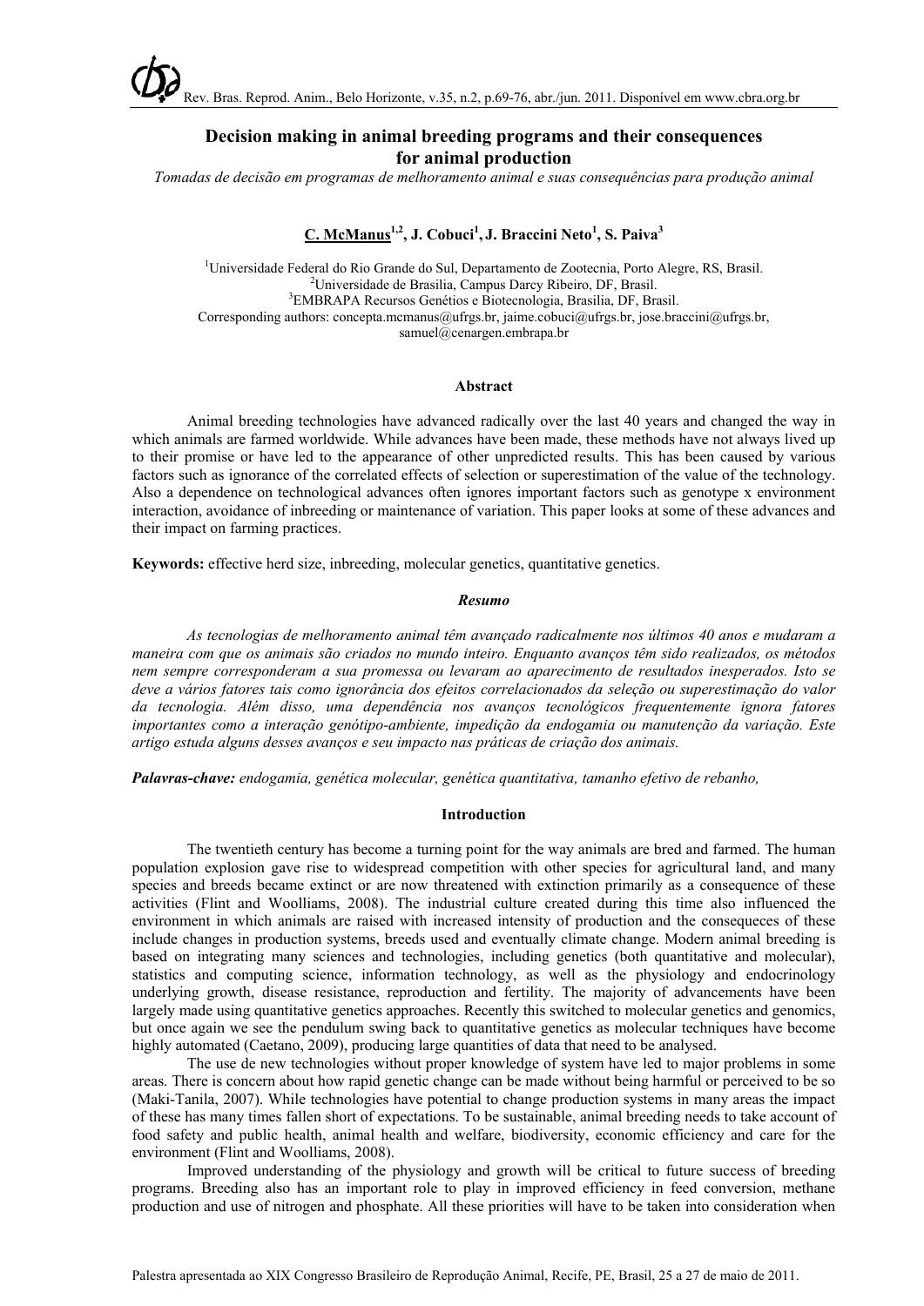# Decision making in animal breeding programs and their consequences for animal production

*Tomadas de decisão em programas de melhoramento animal e suas consequências para produção animal*

**C. McManus[1,2], J. Cobuci[1], J. Braccini Neto[1], S. Paiva[3]**

[1]Universidade Federal do Rio Grande do Sul, Departamento de Zootecnia, Porto Alegre, RS, Brasil.
[2]Universidade de Brasilia, Campus Darcy Ribeiro, DF, Brasil.
[3]EMBRAPA Recursos Genétios e Biotecnologia, Brasilia, DF, Brasil.
Corresponding authors: concepta.mcmanus@ufrgs.br, jaime.cobuci@ufrgs.br, jose.braccini@ufrgs.br, samuel@cenargen.embrapa.br

## Abstract

Animal breeding technologies have advanced radically over the last 40 years and changed the way in which animals are farmed worldwide. While advances have been made, these methods have not always lived up to their promise or have led to the appearance of other unpredicted results. This has been caused by various factors such as ignorance of the correlated effects of selection or superestimation of the value of the technology. Also a dependence on technological advances often ignores important factors such as genotype x environment interaction, avoidance of inbreeding or maintenance of variation. This paper looks at some of these advances and their impact on farming practices.

**Keywords:** effective herd size, inbreeding, molecular genetics, quantitative genetics.

## *Resumo*

*As tecnologias de melhoramento animal têm avançado radicalmente nos últimos 40 anos e mudaram a maneira com que os animais são criados no mundo inteiro. Enquanto avanços têm sido realizados, os métodos nem sempre corresponderam a sua promessa ou levaram ao aparecimento de resultados inesperados. Isto se deve a vários fatores tais como ignorância dos efeitos correlacionados da seleção ou superestimação do valor da tecnologia. Além disso, uma dependência nos avanços tecnológicos frequentemente ignora fatores importantes como a interação genótipo-ambiente, impedição da endogamia ou manutenção da variação. Este artigo estuda alguns desses avanços e seu impacto nas práticas de criação dos animais.*

***Palavras-chave:*** *endogamia, genética molecular, genética quantitativa, tamanho efetivo de rebanho,*

## Introduction

The twentieth century has become a turning point for the way animals are bred and farmed. The human population explosion gave rise to widespread competition with other species for agricultural land, and many species and breeds became extinct or are now threatened with extinction primarily as a consequence of these activities (Flint and Woolliams, 2008). The industrial culture created during this time also influenced the environment in which animals are raised with increased intensity of production and the consequeces of these include changes in production systems, breeds used and eventually climate change. Modern animal breeding is based on integrating many sciences and technologies, including genetics (both quantitative and molecular), statistics and computing science, information technology, as well as the physiology and endocrinology underlying growth, disease resistance, reproduction and fertility. The majority of advancements have been largely made using quantitative genetics approaches. Recently this switched to molecular genetics and genomics, but once again we see the pendulum swing back to quantitative genetics as molecular techniques have become highly automated (Caetano, 2009), producing large quantities of data that need to be analysed.

The use de new technologies without proper knowledge of system have led to major problems in some areas. There is concern about how rapid genetic change can be made without being harmful or perceived to be so (Maki-Tanila, 2007). While technologies have potential to change production systems in many areas the impact of these has many times fallen short of expectations. To be sustainable, animal breeding needs to take account of food safety and public health, animal health and welfare, biodiversity, economic efficiency and care for the environment (Flint and Woolliams, 2008).

Improved understanding of the physiology and growth will be critical to future success of breeding programs. Breeding also has an important role to play in improved efficiency in feed conversion, methane production and use of nitrogen and phosphate. All these priorities will have to be taken into consideration when

Palestra apresentada ao XIX Congresso Brasileiro de Reprodução Animal, Recife, PE, Brasil, 25 a 27 de maio de 2011.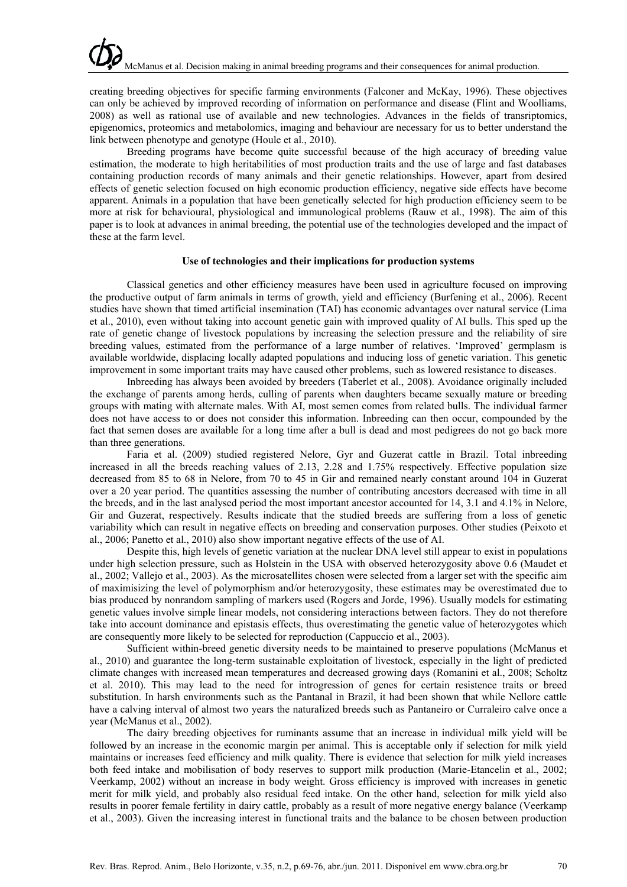creating breeding objectives for specific farming environments (Falconer and McKay, 1996). These objectives can only be achieved by improved recording of information on performance and disease (Flint and Woolliams, 2008) as well as rational use of available and new technologies. Advances in the fields of transriptomics, epigenomics, proteomics and metabolomics, imaging and behaviour are necessary for us to better understand the link between phenotype and genotype (Houle et al., 2010).

Breeding programs have become quite successful because of the high accuracy of breeding value estimation, the moderate to high heritabilities of most production traits and the use of large and fast databases containing production records of many animals and their genetic relationships. However, apart from desired effects of genetic selection focused on high economic production efficiency, negative side effects have become apparent. Animals in a population that have been genetically selected for high production efficiency seem to be more at risk for behavioural, physiological and immunological problems (Rauw et al., 1998). The aim of this paper is to look at advances in animal breeding, the potential use of the technologies developed and the impact of these at the farm level.

**Use of technologies and their implications for production systems**

Classical genetics and other efficiency measures have been used in agriculture focused on improving the productive output of farm animals in terms of growth, yield and efficiency (Burfening et al., 2006). Recent studies have shown that timed artificial insemination (TAI) has economic advantages over natural service (Lima et al., 2010), even without taking into account genetic gain with improved quality of AI bulls. This sped up the rate of genetic change of livestock populations by increasing the selection pressure and the reliability of sire breeding values, estimated from the performance of a large number of relatives. 'Improved' germplasm is available worldwide, displacing locally adapted populations and inducing loss of genetic variation. This genetic improvement in some important traits may have caused other problems, such as lowered resistance to diseases.

Inbreeding has always been avoided by breeders (Taberlet et al., 2008). Avoidance originally included the exchange of parents among herds, culling of parents when daughters became sexually mature or breeding groups with mating with alternate males. With AI, most semen comes from related bulls. The individual farmer does not have access to or does not consider this information. Inbreeding can then occur, compounded by the fact that semen doses are available for a long time after a bull is dead and most pedigrees do not go back more than three generations.

Faria et al. (2009) studied registered Nelore, Gyr and Guzerat cattle in Brazil. Total inbreeding increased in all the breeds reaching values of 2.13, 2.28 and 1.75% respectively. Effective population size decreased from 85 to 68 in Nelore, from 70 to 45 in Gir and remained nearly constant around 104 in Guzerat over a 20 year period. The quantities assessing the number of contributing ancestors decreased with time in all the breeds, and in the last analysed period the most important ancestor accounted for 14, 3.1 and 4.1% in Nelore, Gir and Guzerat, respectively. Results indicate that the studied breeds are suffering from a loss of genetic variability which can result in negative effects on breeding and conservation purposes. Other studies (Peixoto et al., 2006; Panetto et al., 2010) also show important negative effects of the use of AI.

Despite this, high levels of genetic variation at the nuclear DNA level still appear to exist in populations under high selection pressure, such as Holstein in the USA with observed heterozygosity above 0.6 (Maudet et al., 2002; Vallejo et al., 2003). As the microsatellites chosen were selected from a larger set with the specific aim of maximisizing the level of polymorphism and/or heterozygosity, these estimates may be overestimated due to bias produced by nonrandom sampling of markers used (Rogers and Jorde, 1996). Usually models for estimating genetic values involve simple linear models, not considering interactions between factors. They do not therefore take into account dominance and epistasis effects, thus overestimating the genetic value of heterozygotes which are consequently more likely to be selected for reproduction (Cappuccio et al., 2003).

Sufficient within-breed genetic diversity needs to be maintained to preserve populations (McManus et al., 2010) and guarantee the long-term sustainable exploitation of livestock, especially in the light of predicted climate changes with increased mean temperatures and decreased growing days (Romanini et al., 2008; Scholtz et al. 2010). This may lead to the need for introgression of genes for certain resistence traits or breed substitution. In harsh environments such as the Pantanal in Brazil, it had been shown that while Nellore cattle have a calving interval of almost two years the naturalized breeds such as Pantaneiro or Curraleiro calve once a year (McManus et al., 2002).

The dairy breeding objectives for ruminants assume that an increase in individual milk yield will be followed by an increase in the economic margin per animal. This is acceptable only if selection for milk yield maintains or increases feed efficiency and milk quality. There is evidence that selection for milk yield increases both feed intake and mobilisation of body reserves to support milk production (Marie-Etancelin et al., 2002; Veerkamp, 2002) without an increase in body weight. Gross efficiency is improved with increases in genetic merit for milk yield, and probably also residual feed intake. On the other hand, selection for milk yield also results in poorer female fertility in dairy cattle, probably as a result of more negative energy balance (Veerkamp et al., 2003). Given the increasing interest in functional traits and the balance to be chosen between production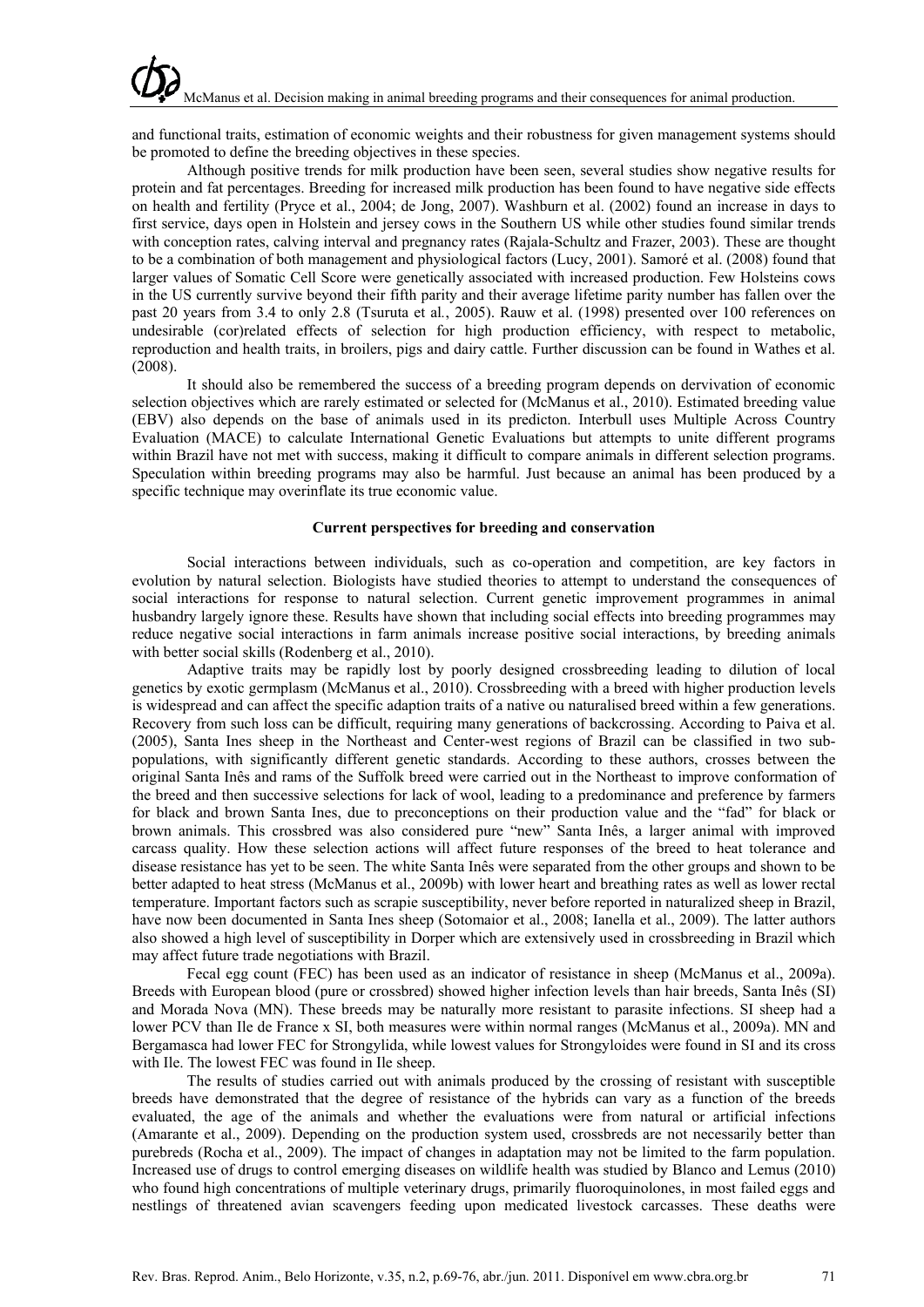and functional traits, estimation of economic weights and their robustness for given management systems should be promoted to define the breeding objectives in these species.

Although positive trends for milk production have been seen, several studies show negative results for protein and fat percentages. Breeding for increased milk production has been found to have negative side effects on health and fertility (Pryce et al., 2004; de Jong, 2007). Washburn et al. (2002) found an increase in days to first service, days open in Holstein and jersey cows in the Southern US while other studies found similar trends with conception rates, calving interval and pregnancy rates (Rajala-Schultz and Frazer, 2003). These are thought to be a combination of both management and physiological factors (Lucy, 2001). Samoré et al. (2008) found that larger values of Somatic Cell Score were genetically associated with increased production. Few Holsteins cows in the US currently survive beyond their fifth parity and their average lifetime parity number has fallen over the past 20 years from 3.4 to only 2.8 (Tsuruta et al., 2005). Rauw et al. (1998) presented over 100 references on undesirable (cor)related effects of selection for high production efficiency, with respect to metabolic, reproduction and health traits, in broilers, pigs and dairy cattle. Further discussion can be found in Wathes et al. (2008).

It should also be remembered the success of a breeding program depends on dervivation of economic selection objectives which are rarely estimated or selected for (McManus et al., 2010). Estimated breeding value (EBV) also depends on the base of animals used in its predicton. Interbull uses Multiple Across Country Evaluation (MACE) to calculate International Genetic Evaluations but attempts to unite different programs within Brazil have not met with success, making it difficult to compare animals in different selection programs. Speculation within breeding programs may also be harmful. Just because an animal has been produced by a specific technique may overinflate its true economic value.

## Current perspectives for breeding and conservation

Social interactions between individuals, such as co-operation and competition, are key factors in evolution by natural selection. Biologists have studied theories to attempt to understand the consequences of social interactions for response to natural selection. Current genetic improvement programmes in animal husbandry largely ignore these. Results have shown that including social effects into breeding programmes may reduce negative social interactions in farm animals increase positive social interactions, by breeding animals with better social skills (Rodenberg et al., 2010).

Adaptive traits may be rapidly lost by poorly designed crossbreeding leading to dilution of local genetics by exotic germplasm (McManus et al., 2010). Crossbreeding with a breed with higher production levels is widespread and can affect the specific adaption traits of a native ou naturalised breed within a few generations. Recovery from such loss can be difficult, requiring many generations of backcrossing. According to Paiva et al. (2005), Santa Ines sheep in the Northeast and Center-west regions of Brazil can be classified in two sub-populations, with significantly different genetic standards. According to these authors, crosses between the original Santa Inês and rams of the Suffolk breed were carried out in the Northeast to improve conformation of the breed and then successive selections for lack of wool, leading to a predominance and preference by farmers for black and brown Santa Ines, due to preconceptions on their production value and the "fad" for black or brown animals. This crossbred was also considered pure "new" Santa Inês, a larger animal with improved carcass quality. How these selection actions will affect future responses of the breed to heat tolerance and disease resistance has yet to be seen. The white Santa Inês were separated from the other groups and shown to be better adapted to heat stress (McManus et al., 2009b) with lower heart and breathing rates as well as lower rectal temperature. Important factors such as scrapie susceptibility, never before reported in naturalized sheep in Brazil, have now been documented in Santa Ines sheep (Sotomaior et al., 2008; Ianella et al., 2009). The latter authors also showed a high level of susceptibility in Dorper which are extensively used in crossbreeding in Brazil which may affect future trade negotiations with Brazil.

Fecal egg count (FEC) has been used as an indicator of resistance in sheep (McManus et al., 2009a). Breeds with European blood (pure or crossbred) showed higher infection levels than hair breeds, Santa Inês (SI) and Morada Nova (MN). These breeds may be naturally more resistant to parasite infections. SI sheep had a lower PCV than Ile de France x SI, both measures were within normal ranges (McManus et al., 2009a). MN and Bergamasca had lower FEC for Strongylida, while lowest values for Strongyloides were found in SI and its cross with Ile. The lowest FEC was found in Ile sheep.

The results of studies carried out with animals produced by the crossing of resistant with susceptible breeds have demonstrated that the degree of resistance of the hybrids can vary as a function of the breeds evaluated, the age of the animals and whether the evaluations were from natural or artificial infections (Amarante et al., 2009). Depending on the production system used, crossbreds are not necessarily better than purebreds (Rocha et al., 2009). The impact of changes in adaptation may not be limited to the farm population. Increased use of drugs to control emerging diseases on wildlife health was studied by Blanco and Lemus (2010) who found high concentrations of multiple veterinary drugs, primarily fluoroquinolones, in most failed eggs and nestlings of threatened avian scavengers feeding upon medicated livestock carcasses. These deaths were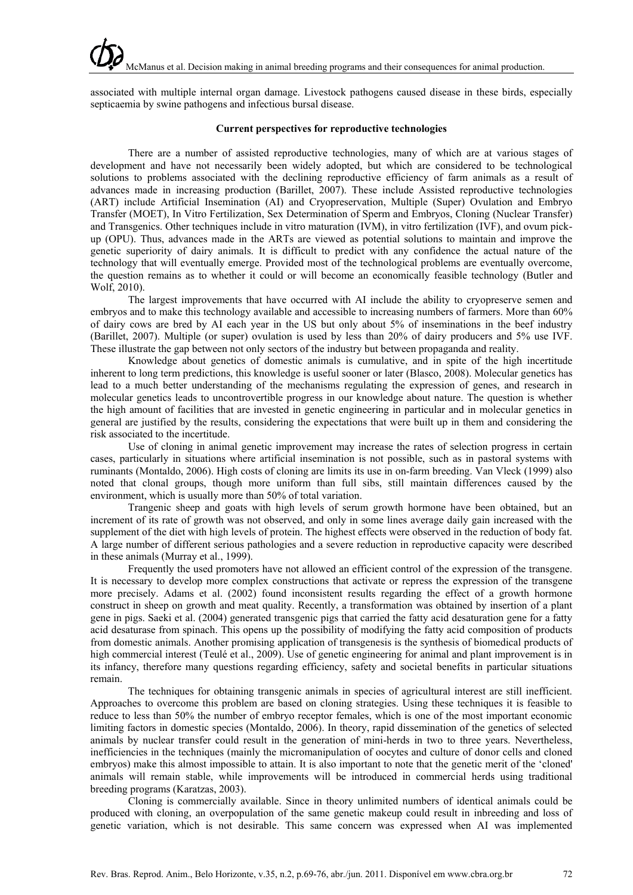associated with multiple internal organ damage. Livestock pathogens caused disease in these birds, especially septicaemia by swine pathogens and infectious bursal disease.

### Current perspectives for reproductive technologies

There are a number of assisted reproductive technologies, many of which are at various stages of development and have not necessarily been widely adopted, but which are considered to be technological solutions to problems associated with the declining reproductive efficiency of farm animals as a result of advances made in increasing production (Barillet, 2007). These include Assisted reproductive technologies (ART) include Artificial Insemination (AI) and Cryopreservation, Multiple (Super) Ovulation and Embryo Transfer (MOET), In Vitro Fertilization, Sex Determination of Sperm and Embryos, Cloning (Nuclear Transfer) and Transgenics. Other techniques include in vitro maturation (IVM), in vitro fertilization (IVF), and ovum pick-up (OPU). Thus, advances made in the ARTs are viewed as potential solutions to maintain and improve the genetic superiority of dairy animals. It is difficult to predict with any confidence the actual nature of the technology that will eventually emerge. Provided most of the technological problems are eventually overcome, the question remains as to whether it could or will become an economically feasible technology (Butler and Wolf, 2010).

The largest improvements that have occurred with AI include the ability to cryopreserve semen and embryos and to make this technology available and accessible to increasing numbers of farmers. More than 60% of dairy cows are bred by AI each year in the US but only about 5% of inseminations in the beef industry (Barillet, 2007). Multiple (or super) ovulation is used by less than 20% of dairy producers and 5% use IVF. These illustrate the gap between not only sectors of the industry but between propaganda and reality.

Knowledge about genetics of domestic animals is cumulative, and in spite of the high incertitude inherent to long term predictions, this knowledge is useful sooner or later (Blasco, 2008). Molecular genetics has lead to a much better understanding of the mechanisms regulating the expression of genes, and research in molecular genetics leads to uncontrovertible progress in our knowledge about nature. The question is whether the high amount of facilities that are invested in genetic engineering in particular and in molecular genetics in general are justified by the results, considering the expectations that were built up in them and considering the risk associated to the incertitude.

Use of cloning in animal genetic improvement may increase the rates of selection progress in certain cases, particularly in situations where artificial insemination is not possible, such as in pastoral systems with ruminants (Montaldo, 2006). High costs of cloning are limits its use in on-farm breeding. Van Vleck (1999) also noted that clonal groups, though more uniform than full sibs, still maintain differences caused by the environment, which is usually more than 50% of total variation.

Trangenic sheep and goats with high levels of serum growth hormone have been obtained, but an increment of its rate of growth was not observed, and only in some lines average daily gain increased with the supplement of the diet with high levels of protein. The highest effects were observed in the reduction of body fat. A large number of different serious pathologies and a severe reduction in reproductive capacity were described in these animals (Murray et al., 1999).

Frequently the used promoters have not allowed an efficient control of the expression of the transgene. It is necessary to develop more complex constructions that activate or repress the expression of the transgene more precisely. Adams et al. (2002) found inconsistent results regarding the effect of a growth hormone construct in sheep on growth and meat quality. Recently, a transformation was obtained by insertion of a plant gene in pigs. Saeki et al. (2004) generated transgenic pigs that carried the fatty acid desaturation gene for a fatty acid desaturase from spinach. This opens up the possibility of modifying the fatty acid composition of products from domestic animals. Another promising application of transgenesis is the synthesis of biomedical products of high commercial interest (Teulé et al., 2009). Use of genetic engineering for animal and plant improvement is in its infancy, therefore many questions regarding efficiency, safety and societal benefits in particular situations remain.

The techniques for obtaining transgenic animals in species of agricultural interest are still inefficient. Approaches to overcome this problem are based on cloning strategies. Using these techniques it is feasible to reduce to less than 50% the number of embryo receptor females, which is one of the most important economic limiting factors in domestic species (Montaldo, 2006). In theory, rapid dissemination of the genetics of selected animals by nuclear transfer could result in the generation of mini-herds in two to three years. Nevertheless, inefficiencies in the techniques (mainly the micromanipulation of oocytes and culture of donor cells and cloned embryos) make this almost impossible to attain. It is also important to note that the genetic merit of the 'cloned' animals will remain stable, while improvements will be introduced in commercial herds using traditional breeding programs (Karatzas, 2003).

Cloning is commercially available. Since in theory unlimited numbers of identical animals could be produced with cloning, an overpopulation of the same genetic makeup could result in inbreeding and loss of genetic variation, which is not desirable. This same concern was expressed when AI was implemented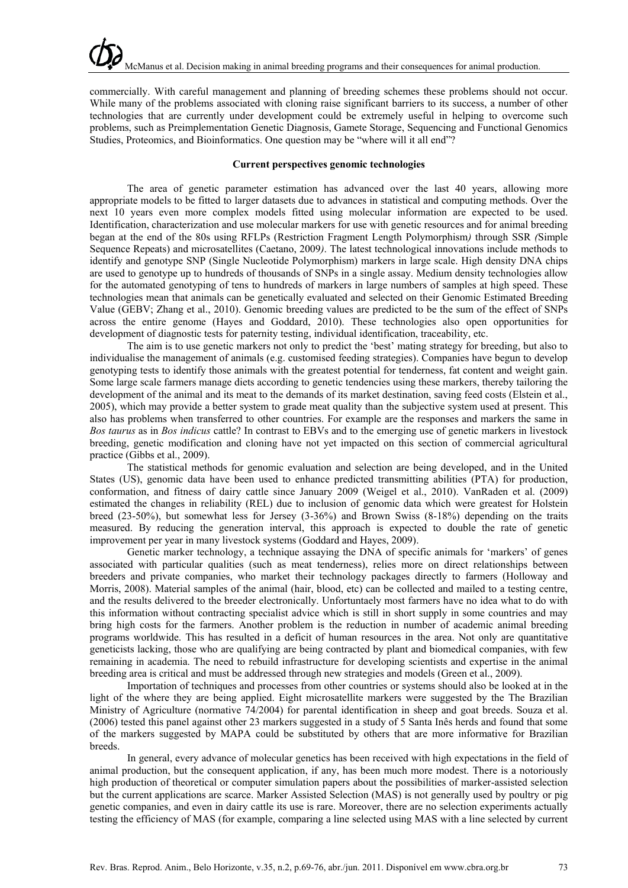commercially. With careful management and planning of breeding schemes these problems should not occur. While many of the problems associated with cloning raise significant barriers to its success, a number of other technologies that are currently under development could be extremely useful in helping to overcome such problems, such as Preimplementation Genetic Diagnosis, Gamete Storage, Sequencing and Functional Genomics Studies, Proteomics, and Bioinformatics. One question may be "where will it all end"?

### Current perspectives genomic technologies

The area of genetic parameter estimation has advanced over the last 40 years, allowing more appropriate models to be fitted to larger datasets due to advances in statistical and computing methods. Over the next 10 years even more complex models fitted using molecular information are expected to be used. Identification, characterization and use molecular markers for use with genetic resources and for animal breeding began at the end of the 80s using RFLPs (Restriction Fragment Length Polymorphism*)* through SSR *(*Simple Sequence Repeats) and microsatellites (Caetano, 2009*)*. The latest technological innovations include methods to identify and genotype SNP (Single Nucleotide Polymorphism) markers in large scale. High density DNA chips are used to genotype up to hundreds of thousands of SNPs in a single assay. Medium density technologies allow for the automated genotyping of tens to hundreds of markers in large numbers of samples at high speed. These technologies mean that animals can be genetically evaluated and selected on their Genomic Estimated Breeding Value (GEBV; Zhang et al., 2010). Genomic breeding values are predicted to be the sum of the effect of SNPs across the entire genome (Hayes and Goddard, 2010). These technologies also open opportunities for development of diagnostic tests for paternity testing, individual identification, traceability, etc.

The aim is to use genetic markers not only to predict the 'best' mating strategy for breeding, but also to individualise the management of animals (e.g. customised feeding strategies). Companies have begun to develop genotyping tests to identify those animals with the greatest potential for tenderness, fat content and weight gain. Some large scale farmers manage diets according to genetic tendencies using these markers, thereby tailoring the development of the animal and its meat to the demands of its market destination, saving feed costs (Elstein et al., 2005), which may provide a better system to grade meat quality than the subjective system used at present. This also has problems when transferred to other countries. For example are the responses and markers the same in *Bos taurus* as in *Bos indicus* cattle? In contrast to EBVs and to the emerging use of genetic markers in livestock breeding, genetic modification and cloning have not yet impacted on this section of commercial agricultural practice (Gibbs et al., 2009).

The statistical methods for genomic evaluation and selection are being developed, and in the United States (US), genomic data have been used to enhance predicted transmitting abilities (PTA) for production, conformation, and fitness of dairy cattle since January 2009 (Weigel et al., 2010). VanRaden et al. (2009) estimated the changes in reliability (REL) due to inclusion of genomic data which were greatest for Holstein breed (23-50%), but somewhat less for Jersey (3-36%) and Brown Swiss (8-18%) depending on the traits measured. By reducing the generation interval, this approach is expected to double the rate of genetic improvement per year in many livestock systems (Goddard and Hayes, 2009).

Genetic marker technology, a technique assaying the DNA of specific animals for 'markers' of genes associated with particular qualities (such as meat tenderness), relies more on direct relationships between breeders and private companies, who market their technology packages directly to farmers (Holloway and Morris, 2008). Material samples of the animal (hair, blood, etc) can be collected and mailed to a testing centre, and the results delivered to the breeder electronically. Unfortuntaely most farmers have no idea what to do with this information without contracting specialist advice which is still in short supply in some countries and may bring high costs for the farmers. Another problem is the reduction in number of academic animal breeding programs worldwide. This has resulted in a deficit of human resources in the area. Not only are quantitative geneticists lacking, those who are qualifying are being contracted by plant and biomedical companies, with few remaining in academia. The need to rebuild infrastructure for developing scientists and expertise in the animal breeding area is critical and must be addressed through new strategies and models (Green et al., 2009).

Importation of techniques and processes from other countries or systems should also be looked at in the light of the where they are being applied. Eight microsatellite markers were suggested by the The Brazilian Ministry of Agriculture (normative 74/2004) for parental identification in sheep and goat breeds. Souza et al. (2006) tested this panel against other 23 markers suggested in a study of 5 Santa Inês herds and found that some of the markers suggested by MAPA could be substituted by others that are more informative for Brazilian breeds.

In general, every advance of molecular genetics has been received with high expectations in the field of animal production, but the consequent application, if any, has been much more modest. There is a notoriously high production of theoretical or computer simulation papers about the possibilities of marker-assisted selection but the current applications are scarce. Marker Assisted Selection (MAS) is not generally used by poultry or pig genetic companies, and even in dairy cattle its use is rare. Moreover, there are no selection experiments actually testing the efficiency of MAS (for example, comparing a line selected using MAS with a line selected by current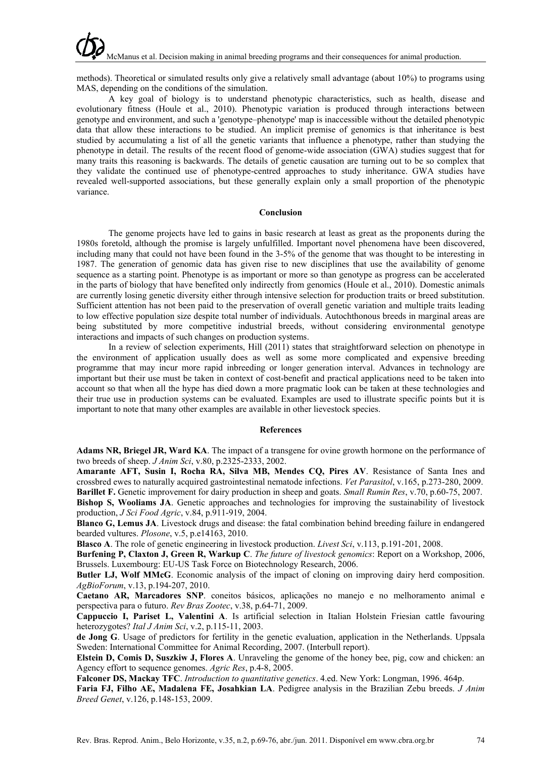methods). Theoretical or simulated results only give a relatively small advantage (about 10%) to programs using MAS, depending on the conditions of the simulation.

A key goal of biology is to understand phenotypic characteristics, such as health, disease and evolutionary fitness (Houle et al., 2010). Phenotypic variation is produced through interactions between genotype and environment, and such a 'genotype–phenotype' map is inaccessible without the detailed phenotypic data that allow these interactions to be studied. An implicit premise of genomics is that inheritance is best studied by accumulating a list of all the genetic variants that influence a phenotype, rather than studying the phenotype in detail. The results of the recent flood of genome-wide association (GWA) studies suggest that for many traits this reasoning is backwards. The details of genetic causation are turning out to be so complex that they validate the continued use of phenotype-centred approaches to study inheritance. GWA studies have revealed well-supported associations, but these generally explain only a small proportion of the phenotypic variance.

## Conclusion

The genome projects have led to gains in basic research at least as great as the proponents during the 1980s foretold, although the promise is largely unfulfilled. Important novel phenomena have been discovered, including many that could not have been found in the 3-5% of the genome that was thought to be interesting in 1987. The generation of genomic data has given rise to new disciplines that use the availability of genome sequence as a starting point. Phenotype is as important or more so than genotype as progress can be accelerated in the parts of biology that have benefited only indirectly from genomics (Houle et al., 2010). Domestic animals are currently losing genetic diversity either through intensive selection for production traits or breed substitution. Sufficient attention has not been paid to the preservation of overall genetic variation and multiple traits leading to low effective population size despite total number of individuals. Autochthonous breeds in marginal areas are being substituted by more competitive industrial breeds, without considering environmental genotype interactions and impacts of such changes on production systems.

In a review of selection experiments, Hill (2011) states that straightforward selection on phenotype in the environment of application usually does as well as some more complicated and expensive breeding programme that may incur more rapid inbreeding or longer generation interval. Advances in technology are important but their use must be taken in context of cost-benefit and practical applications need to be taken into account so that when all the hype has died down a more pragmatic look can be taken at these technologies and their true use in production systems can be evaluated. Examples are used to illustrate specific points but it is important to note that many other examples are available in other lievestock species.

## References

**Adams NR, Briegel JR, Ward KA**. The impact of a transgene for ovine growth hormone on the performance of two breeds of sheep. *J Anim Sci*, v.80, p.2325-2333, 2002.

**Amarante AFT, Susin I, Rocha RA, Silva MB, Mendes CQ, Pires AV**. Resistance of Santa Ines and crossbred ewes to naturally acquired gastrointestinal nematode infections. *Vet Parasitol*, v.165, p.273-280, 2009.

**Barillet F.** Genetic improvement for dairy production in sheep and goats. *Small Rumin Res*, v.70, p.60-75, 2007.

**Bishop S, Wooliams JA**. Genetic approaches and technologies for improving the sustainability of livestock production, *J Sci Food Agric*, v.84, p.911-919, 2004.

**Blanco G, Lemus JA**. Livestock drugs and disease: the fatal combination behind breeding failure in endangered bearded vultures. *Plosone*, v.5, p.e14163, 2010.

**Blasco A**. The role of genetic engineering in livestock production. *Livest Sci*, v.113, p.191-201, 2008.

**Burfening P, Claxton J, Green R, Warkup C**. *The future of livestock genomics*: Report on a Workshop, 2006, Brussels. Luxembourg: EU-US Task Force on Biotechnology Research, 2006.

**Butler LJ, Wolf MMcG**. Economic analysis of the impact of cloning on improving dairy herd composition. *AgBioForum*, v.13, p.194-207, 2010.

**Caetano AR, Marcadores SNP**. conceitos básicos, aplicações no manejo e no melhoramento animal e perspectiva para o futuro. *Rev Bras Zootec*, v.38, p.64-71, 2009.

**Cappuccio I, Pariset L, Valentini A**. Is artificial selection in Italian Holstein Friesian cattle favouring heterozygotes? *Ital J Anim Sci*, v.2, p.115-11, 2003.

**de Jong G**. Usage of predictors for fertility in the genetic evaluation, application in the Netherlands. Uppsala Sweden: International Committee for Animal Recording, 2007. (Interbull report).

**Elstein D, Comis D, Suszkiw J, Flores A**. Unraveling the genome of the honey bee, pig, cow and chicken: an Agency effort to sequence genomes. *Agric Res*, p.4-8, 2005.

**Falconer DS, Mackay TFC**. *Introduction to quantitative genetics*. 4.ed. New York: Longman, 1996. 464p.

**Faria FJ, Filho AE, Madalena FE, Josahkian LA**. Pedigree analysis in the Brazilian Zebu breeds. *J Anim Breed Genet*, v.126, p.148-153, 2009.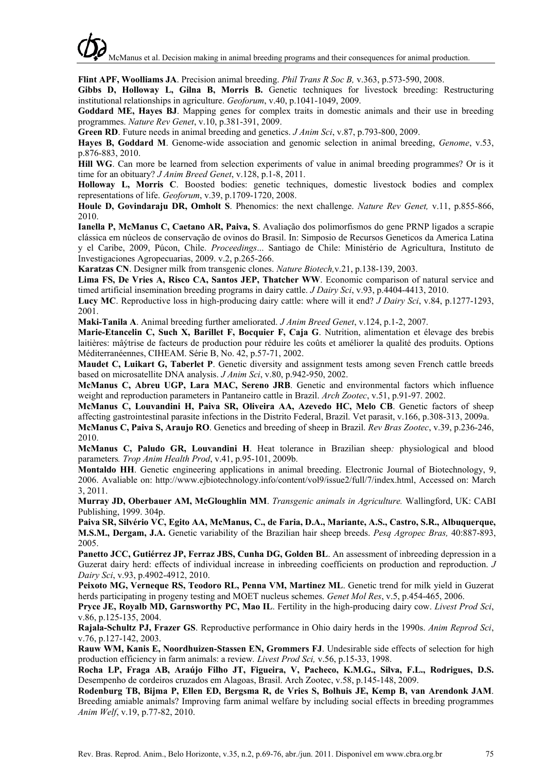**Flint APF, Woolliams JA**. Precision animal breeding. *Phil Trans R Soc B,* v.363, p.573-590, 2008.

**Gibbs D, Holloway L, Gilna B, Morris B.** Genetic techniques for livestock breeding: Restructuring institutional relationships in agriculture. *Geoforum*, v.40, p.1041-1049, 2009.

**Goddard ME, Hayes BJ**. Mapping genes for complex traits in domestic animals and their use in breeding programmes. *Nature Rev Genet*, v.10, p.381-391, 2009.

**Green RD**. Future needs in animal breeding and genetics. *J Anim Sci*, v.87, p.793-800, 2009.

**Hayes B, Goddard M**. Genome-wide association and genomic selection in animal breeding, *Genome*, v.53, p.876-883, 2010.

**Hill WG**. Can more be learned from selection experiments of value in animal breeding programmes? Or is it time for an obituary? *J Anim Breed Genet*, v.128, p.1-8, 2011.

**Holloway L, Morris C**. Boosted bodies: genetic techniques, domestic livestock bodies and complex representations of life. *Geoforum*, v.39, p.1709-1720, 2008.

**Houle D, Govindaraju DR, Omholt S**. Phenomics: the next challenge. *Nature Rev Genet,* v.11, p.855-866, 2010.

**Ianella P, McManus C, Caetano AR, Paiva, S**. Avaliação dos polimorfismos do gene PRNP ligados a scrapie clássica em núcleos de conservação de ovinos do Brasil. In: Simposio de Recursos Geneticos da America Latina y el Caribe, 2009, Púcon, Chile. *Proceedings*... Santiago de Chile: Ministério de Agricultura, Instituto de Investigaciones Agropecuarias, 2009. v.2, p.265-266.

**Karatzas CN**. Designer milk from transgenic clones. *Nature Biotech,*v.21, p.138-139, 2003.

**Lima FS, De Vries A, Risco CA, Santos JEP, Thatcher WW**. Economic comparison of natural service and timed artificial insemination breeding programs in dairy cattle. *J Dairy Sci*, v.93, p.4404-4413, 2010.

**Lucy MC**. Reproductive loss in high-producing dairy cattle: where will it end? *J Dairy Sci*, v.84, p.1277-1293, 2001.

**Maki-Tanila A**. Animal breeding further ameliorated. *J Anim Breed Genet*, v.124, p.1-2, 2007.

**Marie-Etancelin C, Such X, Barillet F, Bocquier F, Caja G**. Nutrition, alimentation et élevage des brebis laitières: mâýtrise de facteurs de production pour réduire les coûts et améliorer la qualité des produits. Options Méditerranéennes, CIHEAM. Série B, No. 42, p.57-71, 2002.

**Maudet C, Luikart G, Taberlet P**. Genetic diversity and assignment tests among seven French cattle breeds based on microsatellite DNA analysis. *J Anim Sci*, v.80, p.942-950, 2002.

**McManus C, Abreu UGP, Lara MAC, Sereno JRB**. Genetic and environmental factors which influence weight and reproduction parameters in Pantaneiro cattle in Brazil. *Arch Zootec*, v.51, p.91-97. 2002.

**McManus C, Louvandini H, Paiva SR, Oliveira AA, Azevedo HC, Melo CB**. Genetic factors of sheep affecting gastrointestinal parasite infections in the Distrito Federal, Brazil. Vet parasit, v.166, p.308-313, 2009a.

**McManus C, Paiva S, Araujo RO**. Genetics and breeding of sheep in Brazil. *Rev Bras Zootec*, v.39, p.236-246, 2010.

**McManus C, Paludo GR, Louvandini H**. Heat tolerance in Brazilian sheep*:* physiological and blood parameters*. Trop Anim Health Prod*, v.41, p.95-101, 2009b.

**Montaldo HH**. Genetic engineering applications in animal breeding. Electronic Journal of Biotechnology, 9, 2006. Avaliable on: http://www.ejbiotechnology.info/content/vol9/issue2/full/7/index.html, Accessed on: March 3, 2011.

**Murray JD, Oberbauer AM, McGloughlin MM**. *Transgenic animals in Agriculture.* Wallingford, UK: CABI Publishing, 1999. 304p.

**Paiva SR, Silvério VC, Egito AA, McManus, C., de Faria, D.A., Mariante, A.S., Castro, S.R., Albuquerque, M.S.M., Dergam, J.A.** Genetic variability of the Brazilian hair sheep breeds. *Pesq Agropec Bras,* 40:887-893, 2005.

**Panetto JCC, Gutiérrez JP, Ferraz JBS, Cunha DG, Golden BL**. An assessment of inbreeding depression in a Guzerat dairy herd: effects of individual increase in inbreeding coefficients on production and reproduction. *J Dairy Sci*, v.93, p.4902-4912, 2010.

**Peixoto MG, Verneque RS, Teodoro RL, Penna VM, Martinez ML**. Genetic trend for milk yield in Guzerat herds participating in progeny testing and MOET nucleus schemes. *Genet Mol Res*, v.5, p.454-465, 2006.

**Pryce JE, Royalb MD, Garnsworthy PC, Mao IL**. Fertility in the high-producing dairy cow. *Livest Prod Sci*, v.86, p.125-135, 2004.

**Rajala-Schultz PJ, Frazer GS**. Reproductive performance in Ohio dairy herds in the 1990s. *Anim Reprod Sci*, v.76, p.127-142, 2003.

**Rauw WM, Kanis E, Noordhuizen-Stassen EN, Grommers FJ**. Undesirable side effects of selection for high production efficiency in farm animals: a review*. Livest Prod Sci,* v.56, p.15-33, 1998.

**Rocha LP, Fraga AB, Araújo Filho JT, Figueira, V, Pacheco, K.M.G., Silva, F.L., Rodrigues, D.S.** Desempenho de cordeiros cruzados em Alagoas, Brasil. Arch Zootec, v.58, p.145-148, 2009.

**Rodenburg TB, Bijma P, Ellen ED, Bergsma R, de Vries S, Bolhuis JE, Kemp B, van Arendonk JAM**. Breeding amiable animals? Improving farm animal welfare by including social effects in breeding programmes *Anim Welf*, v.19, p.77-82, 2010.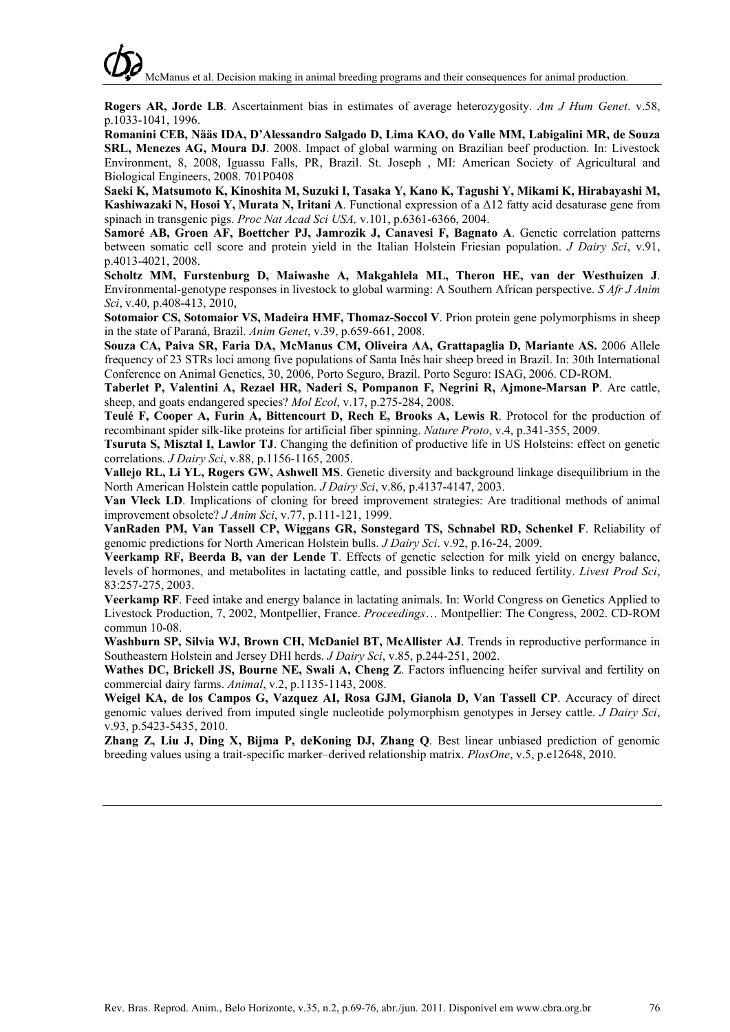**Rogers AR, Jorde LB**. Ascertainment bias in estimates of average heterozygosity. *Am J Hum Genet*. v.58, p.1033-1041, 1996.

**Romanini CEB, Nääs IDA, D'Alessandro Salgado D, Lima KAO, do Valle MM, Labigalini MR, de Souza SRL, Menezes AG, Moura DJ**. 2008. Impact of global warming on Brazilian beef production. In: Livestock Environment, 8, 2008, Iguassu Falls, PR, Brazil. St. Joseph , MI: American Society of Agricultural and Biological Engineers, 2008. 701P0408

**Saeki K, Matsumoto K, Kinoshita M, Suzuki I, Tasaka Y, Kano K, Tagushi Y, Mikami K, Hirabayashi M, Kashiwazaki N, Hosoi Y, Murata N, Iritani A**. Functional expression of a Δ12 fatty acid desaturase gene from spinach in transgenic pigs. *Proc Nat Acad Sci USA,* v.101, p.6361-6366, 2004.

**Samoré AB, Groen AF, Boettcher PJ, Jamrozik J, Canavesi F, Bagnato A**. Genetic correlation patterns between somatic cell score and protein yield in the Italian Holstein Friesian population. *J Dairy Sci*, v.91, p.4013-4021, 2008.

**Scholtz MM, Furstenburg D, Maiwashe A, Makgahlela ML, Theron HE, van der Westhuizen J**. Environmental-genotype responses in livestock to global warming: A Southern African perspective. *S Afr J Anim Sci*, v.40, p.408-413, 2010,

**Sotomaior CS, Sotomaior VS, Madeira HMF, Thomaz-Soccol V**. Prion protein gene polymorphisms in sheep in the state of Paraná, Brazil. *Anim Genet*, v.39, p.659-661, 2008.

**Souza CA, Paiva SR, Faria DA, McManus CM, Oliveira AA, Grattapaglia D, Mariante AS.** 2006 Allele frequency of 23 STRs loci among five populations of Santa Inês hair sheep breed in Brazil. In: 30th International Conference on Animal Genetics, 30, 2006, Porto Seguro, Brazil. Porto Seguro: ISAG, 2006. CD-ROM.

**Taberlet P, Valentini A, Rezael HR, Naderi S, Pompanon F, Negrini R, Ajmone-Marsan P**. Are cattle, sheep, and goats endangered species? *Mol Ecol*, v.17, p.275-284, 2008.

**Teulé F, Cooper A, Furin A, Bittencourt D, Rech E, Brooks A, Lewis R**. Protocol for the production of recombinant spider silk-like proteins for artificial fiber spinning. *Nature Proto*, v.4, p.341-355, 2009.

**Tsuruta S, Misztal I, Lawlor TJ**. Changing the definition of productive life in US Holsteins: effect on genetic correlations. *J Dairy Sci*, v.88, p.1156-1165, 2005.

**Vallejo RL, Li YL, Rogers GW, Ashwell MS**. Genetic diversity and background linkage disequilibrium in the North American Holstein cattle population. *J Dairy Sci*, v.86, p.4137-4147, 2003.

**Van Vleck LD**. Implications of cloning for breed improvement strategies: Are traditional methods of animal improvement obsolete? *J Anim Sci*, v.77, p.111-121, 1999.

**VanRaden PM, Van Tassell CP, Wiggans GR, Sonstegard TS, Schnabel RD, Schenkel F**. Reliability of genomic predictions for North American Holstein bulls. *J Dairy Sci*. v.92, p.16-24, 2009.

**Veerkamp RF, Beerda B, van der Lende T**. Effects of genetic selection for milk yield on energy balance, levels of hormones, and metabolites in lactating cattle, and possible links to reduced fertility. *Livest Prod Sci*, 83:257-275, 2003.

**Veerkamp RF**. Feed intake and energy balance in lactating animals. In: World Congress on Genetics Applied to Livestock Production, 7, 2002, Montpellier, France. *Proceedings*… Montpellier: The Congress, 2002. CD-ROM commun 10-08.

**Washburn SP, Silvia WJ, Brown CH, McDaniel BT, McAllister AJ**. Trends in reproductive performance in Southeastern Holstein and Jersey DHI herds. *J Dairy Sci*, v.85, p.244-251, 2002.

**Wathes DC, Brickell JS, Bourne NE, Swali A, Cheng Z**. Factors influencing heifer survival and fertility on commercial dairy farms. *Animal*, v.2, p.1135-1143, 2008.

**Weigel KA, de los Campos G, Vazquez AI, Rosa GJM, Gianola D, Van Tassell CP**. Accuracy of direct genomic values derived from imputed single nucleotide polymorphism genotypes in Jersey cattle. *J Dairy Sci*, v.93, p.5423-5435, 2010.

**Zhang Z, Liu J, Ding X, Bijma P, deKoning DJ, Zhang Q**. Best linear unbiased prediction of genomic breeding values using a trait-specific marker–derived relationship matrix. *PlosOne*, v.5, p.e12648, 2010.